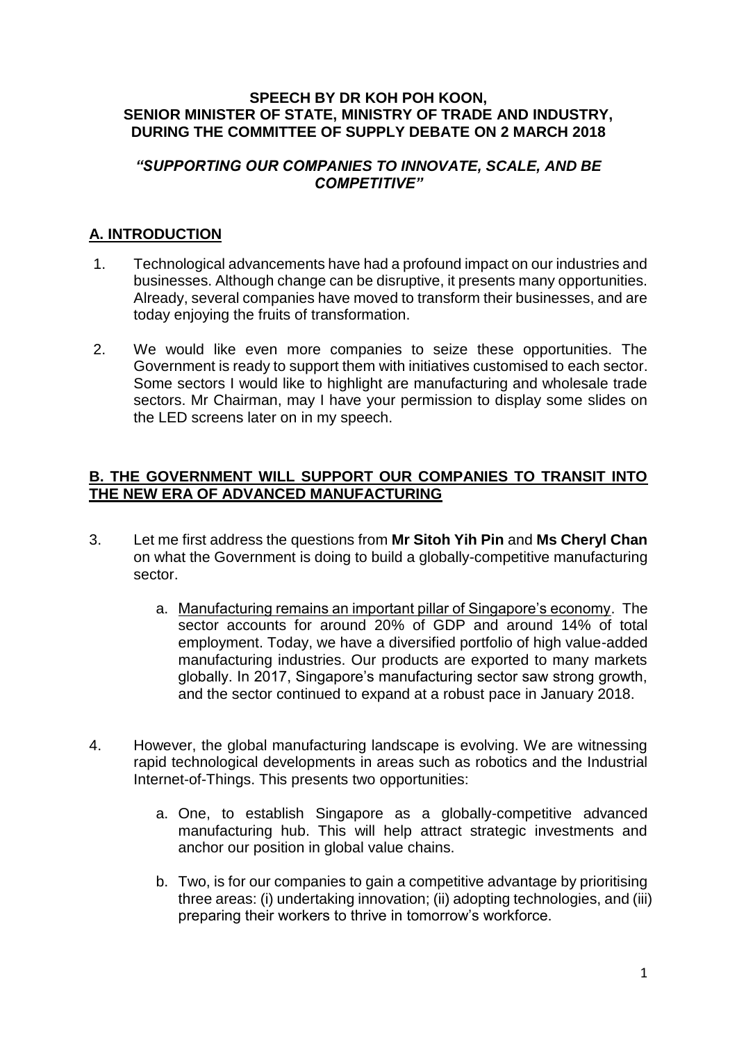**SPEECH BY DR KOH POH KOON, SENIOR MINISTER OF STATE, MINISTRY OF TRADE AND INDUSTRY, DURING THE COMMITTEE OF SUPPLY DEBATE ON 2 MARCH 2018**

***"SUPPORTING OUR COMPANIES TO INNOVATE, SCALE, AND BE COMPETITIVE"***

## A. INTRODUCTION

1. Technological advancements have had a profound impact on our industries and businesses. Although change can be disruptive, it presents many opportunities. Already, several companies have moved to transform their businesses, and are today enjoying the fruits of transformation.

2. We would like even more companies to seize these opportunities. The Government is ready to support them with initiatives customised to each sector. Some sectors I would like to highlight are manufacturing and wholesale trade sectors. Mr Chairman, may I have your permission to display some slides on the LED screens later on in my speech.

## B. THE GOVERNMENT WILL SUPPORT OUR COMPANIES TO TRANSIT INTO THE NEW ERA OF ADVANCED MANUFACTURING

3. Let me first address the questions from **Mr Sitoh Yih Pin** and **Ms Cheryl Chan** on what the Government is doing to build a globally-competitive manufacturing sector.

   a. Manufacturing remains an important pillar of Singapore's economy. The sector accounts for around 20% of GDP and around 14% of total employment. Today, we have a diversified portfolio of high value-added manufacturing industries. Our products are exported to many markets globally. In 2017, Singapore's manufacturing sector saw strong growth, and the sector continued to expand at a robust pace in January 2018.

4. However, the global manufacturing landscape is evolving. We are witnessing rapid technological developments in areas such as robotics and the Industrial Internet-of-Things. This presents two opportunities:

   a. One, to establish Singapore as a globally-competitive advanced manufacturing hub. This will help attract strategic investments and anchor our position in global value chains.

   b. Two, is for our companies to gain a competitive advantage by prioritising three areas: (i) undertaking innovation; (ii) adopting technologies, and (iii) preparing their workers to thrive in tomorrow's workforce.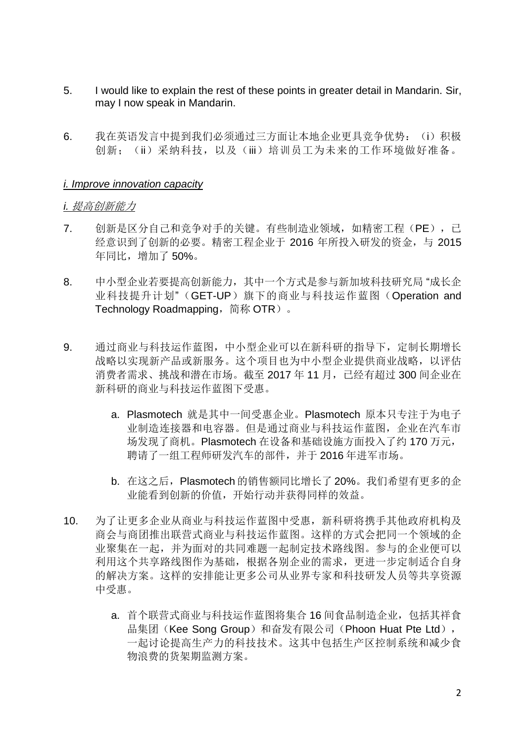5. I would like to explain the rest of these points in greater detail in Mandarin. Sir, may I now speak in Mandarin.

6. 我在英语发言中提到我们必须通过三方面让本地企业更具竞争优势：（i）积极创新；（ii）采纳科技，以及（iii）培训员工为未来的工作环境做好准备。

*i. Improve innovation capacity*

*i. 提高创新能力*

7. 创新是区分自己和竞争对手的关键。有些制造业领域，如精密工程（PE），已经意识到了创新的必要。精密工程企业于 2016 年所投入研发的资金，与 2015 年同比，增加了 50%。

8. 中小型企业若要提高创新能力，其中一个方式是参与新加坡科技研究局 "成长企业科技提升计划"（GET-UP）旗下的商业与科技运作蓝图（Operation and Technology Roadmapping，简称 OTR）。

9. 通过商业与科技运作蓝图，中小型企业可以在新科研的指导下，定制长期增长战略以实现新产品或新服务。这个项目也为中小型企业提供商业战略，以评估消费者需求、挑战和潜在市场。截至 2017 年 11 月，已经有超过 300 间企业在新科研的商业与科技运作蓝图下受惠。

    a. Plasmotech 就是其中一间受惠企业。Plasmotech 原本只专注于为电子业制造连接器和电容器。但是通过商业与科技运作蓝图，企业在汽车市场发现了商机。Plasmotech 在设备和基础设施方面投入了约 170 万元，聘请了一组工程师研发汽车的部件，并于 2016 年进军市场。

    b. 在这之后，Plasmotech 的销售额同比增长了 20%。我们希望有更多的企业能看到创新的价值，开始行动并获得同样的效益。

10. 为了让更多企业从商业与科技运作蓝图中受惠，新科研将携手其他政府机构及商会与商团推出联营式商业与科技运作蓝图。这样的方式会把同一个领域的企业聚集在一起，并为面对的共同难题一起制定技术路线图。参与的企业便可以利用这个共享路线图作为基础，根据各别企业的需求，更进一步定制适合自身的解决方案。这样的安排能让更多公司从业界专家和科技研发人员等共享资源中受惠。

    a. 首个联营式商业与科技运作蓝图将集合 16 间食品制造企业，包括其祥食品集团（Kee Song Group）和奋发有限公司（Phoon Huat Pte Ltd），一起讨论提高生产力的科技技术。这其中包括生产区控制系统和减少食物浪费的货架期监测方案。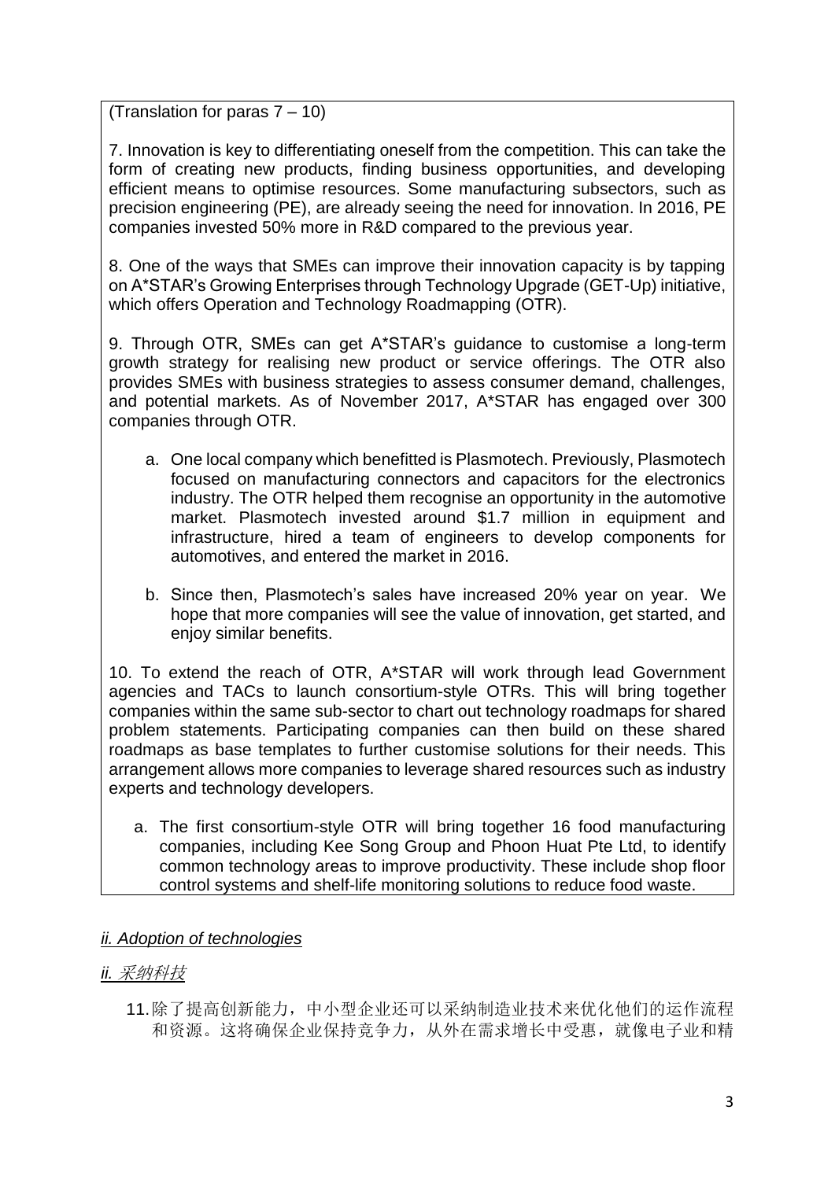(Translation for paras 7 – 10)

7. Innovation is key to differentiating oneself from the competition. This can take the form of creating new products, finding business opportunities, and developing efficient means to optimise resources. Some manufacturing subsectors, such as precision engineering (PE), are already seeing the need for innovation. In 2016, PE companies invested 50% more in R&D compared to the previous year.

8. One of the ways that SMEs can improve their innovation capacity is by tapping on A*STAR's Growing Enterprises through Technology Upgrade (GET-Up) initiative, which offers Operation and Technology Roadmapping (OTR).

9. Through OTR, SMEs can get A*STAR's guidance to customise a long-term growth strategy for realising new product or service offerings. The OTR also provides SMEs with business strategies to assess consumer demand, challenges, and potential markets. As of November 2017, A*STAR has engaged over 300 companies through OTR.

   a. One local company which benefitted is Plasmotech. Previously, Plasmotech focused on manufacturing connectors and capacitors for the electronics industry. The OTR helped them recognise an opportunity in the automotive market. Plasmotech invested around $1.7 million in equipment and infrastructure, hired a team of engineers to develop components for automotives, and entered the market in 2016.

   b. Since then, Plasmotech's sales have increased 20% year on year. We hope that more companies will see the value of innovation, get started, and enjoy similar benefits.

10. To extend the reach of OTR, A*STAR will work through lead Government agencies and TACs to launch consortium-style OTRs. This will bring together companies within the same sub-sector to chart out technology roadmaps for shared problem statements. Participating companies can then build on these shared roadmaps as base templates to further customise solutions for their needs. This arrangement allows more companies to leverage shared resources such as industry experts and technology developers.

   a. The first consortium-style OTR will bring together 16 food manufacturing companies, including Kee Song Group and Phoon Huat Pte Ltd, to identify common technology areas to improve productivity. These include shop floor control systems and shelf-life monitoring solutions to reduce food waste.

*ii. Adoption of technologies*

*ii. 采纳科技*

11. 除了提高创新能力，中小型企业还可以采纳制造业技术来优化他们的运作流程和资源。这将确保企业保持竞争力，从外在需求增长中受惠，就像电子业和精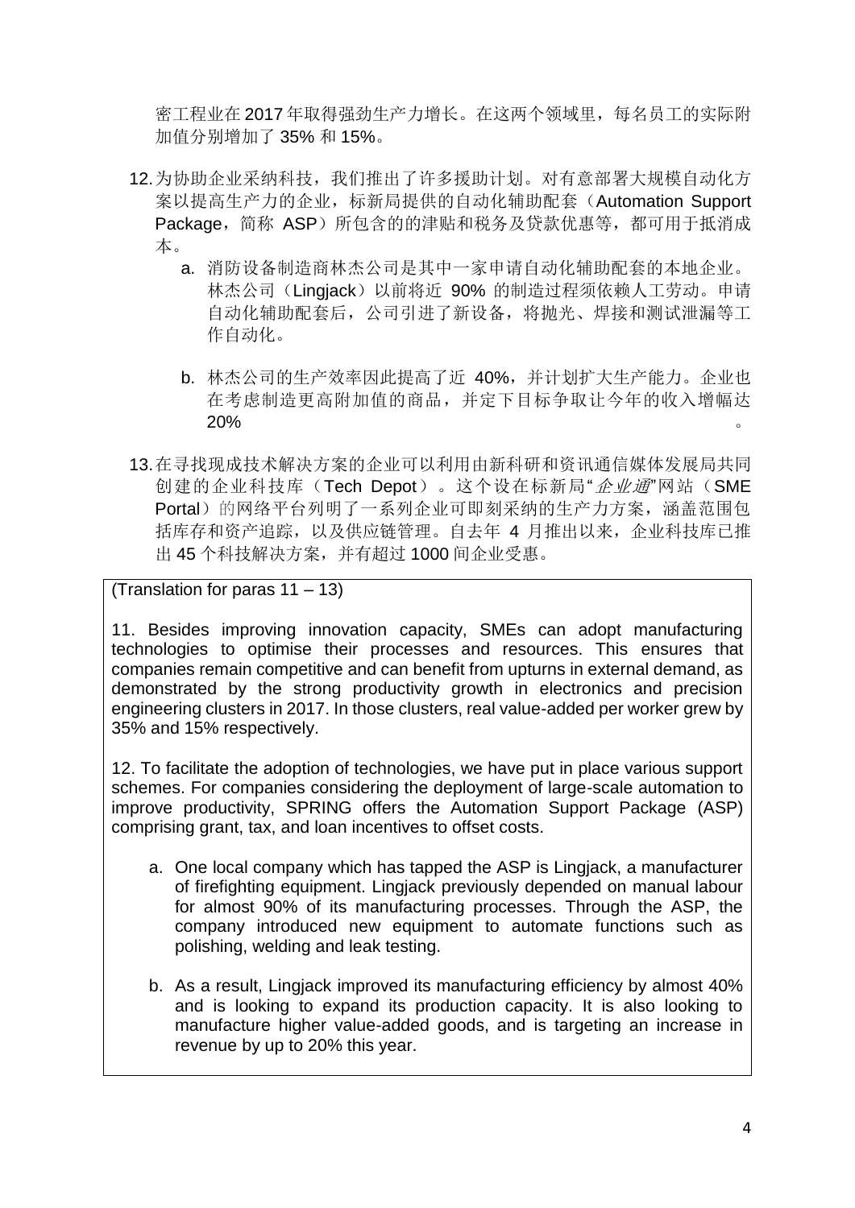密工程业在 2017 年取得强劲生产力增长。在这两个领域里，每名员工的实际附加值分别增加了 35% 和 15%。

12. 为协助企业采纳科技，我们推出了许多援助计划。对有意部署大规模自动化方案以提高生产力的企业，标新局提供的自动化辅助配套（Automation Support Package，简称 ASP）所包含的的津贴和税务及贷款优惠等，都可用于抵消成本。

    a. 消防设备制造商林杰公司是其中一家申请自动化辅助配套的本地企业。林杰公司（Lingjack）以前将近 90% 的制造过程须依赖人工劳动。申请自动化辅助配套后，公司引进了新设备，将抛光、焊接和测试泄漏等工作自动化。

    b. 林杰公司的生产效率因此提高了近 40%，并计划扩大生产能力。企业也在考虑制造更高附加值的商品，并定下目标争取让今年的收入增幅达 20%。

13. 在寻找现成技术解决方案的企业可以利用由新科研和资讯通信媒体发展局共同创建的企业科技库（Tech Depot）。这个设在标新局"*企业通*"网站（SME Portal）的网络平台列明了一系列企业可即刻采纳的生产力方案，涵盖范围包括库存和资产追踪，以及供应链管理。自去年 4 月推出以来，企业科技库已推出 45 个科技解决方案，并有超过 1000 间企业受惠。

(Translation for paras 11 – 13)

11. Besides improving innovation capacity, SMEs can adopt manufacturing technologies to optimise their processes and resources. This ensures that companies remain competitive and can benefit from upturns in external demand, as demonstrated by the strong productivity growth in electronics and precision engineering clusters in 2017. In those clusters, real value-added per worker grew by 35% and 15% respectively.

12. To facilitate the adoption of technologies, we have put in place various support schemes. For companies considering the deployment of large-scale automation to improve productivity, SPRING offers the Automation Support Package (ASP) comprising grant, tax, and loan incentives to offset costs.

    a. One local company which has tapped the ASP is Lingjack, a manufacturer of firefighting equipment. Lingjack previously depended on manual labour for almost 90% of its manufacturing processes. Through the ASP, the company introduced new equipment to automate functions such as polishing, welding and leak testing.

    b. As a result, Lingjack improved its manufacturing efficiency by almost 40% and is looking to expand its production capacity. It is also looking to manufacture higher value-added goods, and is targeting an increase in revenue by up to 20% this year.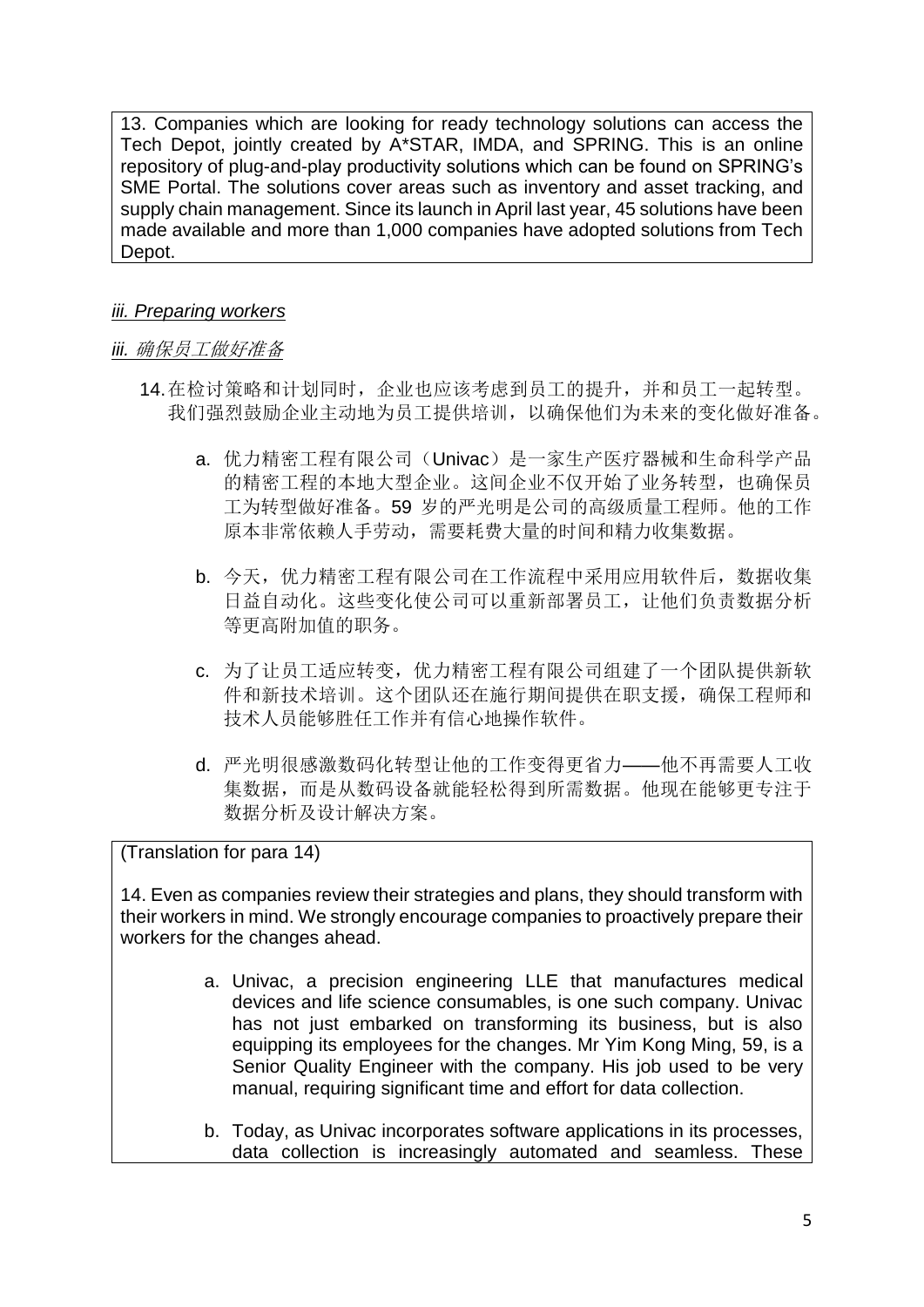13. Companies which are looking for ready technology solutions can access the Tech Depot, jointly created by A*STAR, IMDA, and SPRING. This is an online repository of plug-and-play productivity solutions which can be found on SPRING's SME Portal. The solutions cover areas such as inventory and asset tracking, and supply chain management. Since its launch in April last year, 45 solutions have been made available and more than 1,000 companies have adopted solutions from Tech Depot.

*iii. Preparing workers*

*iii. 确保员工做好准备*

14. 在检讨策略和计划同时，企业也应该考虑到员工的提升，并和员工一起转型。我们强烈鼓励企业主动地为员工提供培训，以确保他们为未来的变化做好准备。

   a. 优力精密工程有限公司（Univac）是一家生产医疗器械和生命科学产品的精密工程的本地大型企业。这间企业不仅开始了业务转型，也确保员工为转型做好准备。59 岁的严光明是公司的高级质量工程师。他的工作原本非常依赖人手劳动，需要耗费大量的时间和精力收集数据。

   b. 今天，优力精密工程有限公司在工作流程中采用应用软件后，数据收集日益自动化。这些变化使公司可以重新部署员工，让他们负责数据分析等更高附加值的职务。

   c. 为了让员工适应转变，优力精密工程有限公司组建了一个团队提供新软件和新技术培训。这个团队还在施行期间提供在职支援，确保工程师和技术人员能够胜任工作并有信心地操作软件。

   d. 严光明很感激数码化转型让他的工作变得更省力——他不再需要人工收集数据，而是从数码设备就能轻松得到所需数据。他现在能够更专注于数据分析及设计解决方案。

(Translation for para 14)

14. Even as companies review their strategies and plans, they should transform with their workers in mind. We strongly encourage companies to proactively prepare their workers for the changes ahead.

   a. Univac, a precision engineering LLE that manufactures medical devices and life science consumables, is one such company. Univac has not just embarked on transforming its business, but is also equipping its employees for the changes. Mr Yim Kong Ming, 59, is a Senior Quality Engineer with the company. His job used to be very manual, requiring significant time and effort for data collection.

   b. Today, as Univac incorporates software applications in its processes, data collection is increasingly automated and seamless. These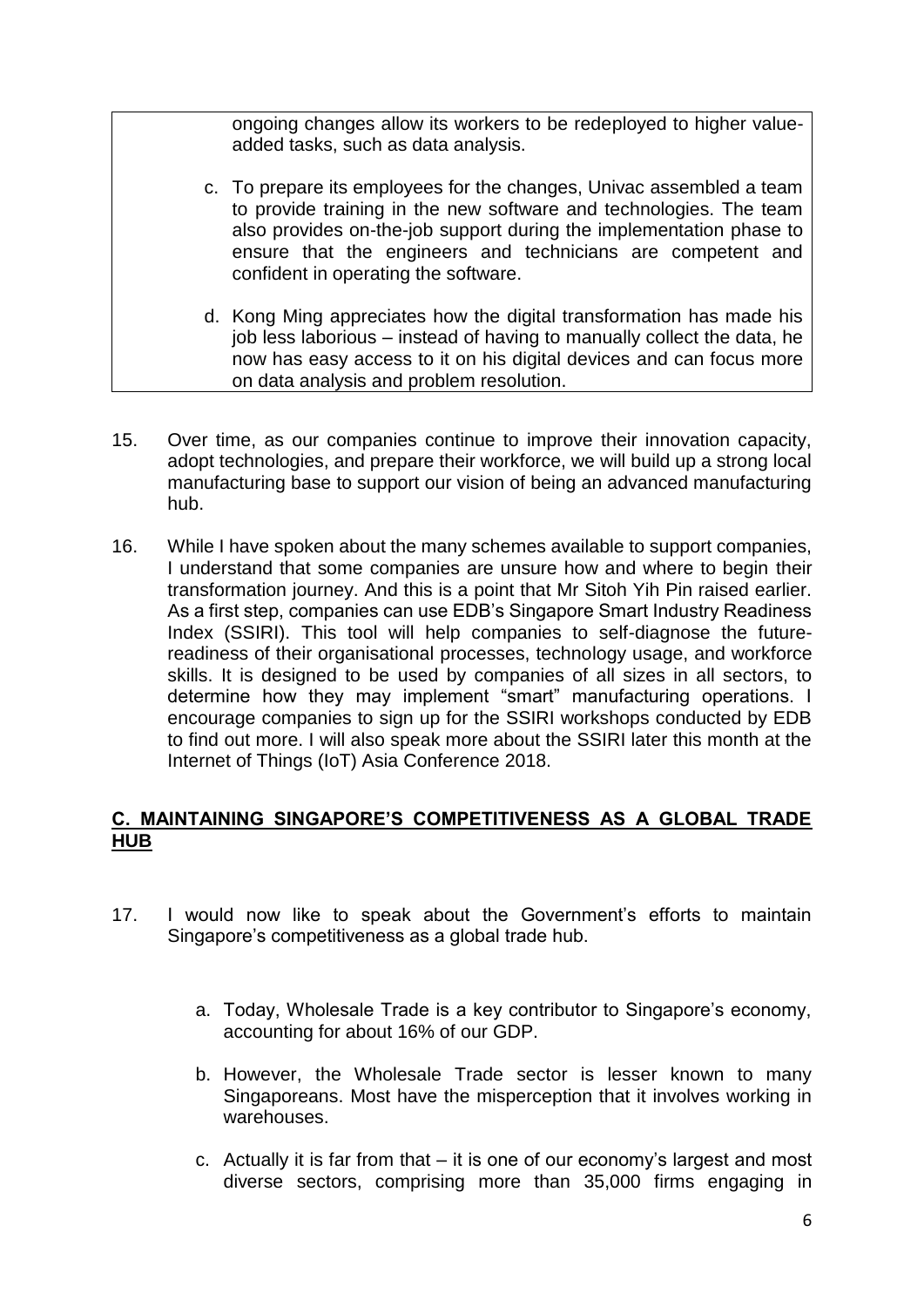ongoing changes allow its workers to be redeployed to higher value-added tasks, such as data analysis.

c. To prepare its employees for the changes, Univac assembled a team to provide training in the new software and technologies. The team also provides on-the-job support during the implementation phase to ensure that the engineers and technicians are competent and confident in operating the software.

d. Kong Ming appreciates how the digital transformation has made his job less laborious – instead of having to manually collect the data, he now has easy access to it on his digital devices and can focus more on data analysis and problem resolution.

15. Over time, as our companies continue to improve their innovation capacity, adopt technologies, and prepare their workforce, we will build up a strong local manufacturing base to support our vision of being an advanced manufacturing hub.

16. While I have spoken about the many schemes available to support companies, I understand that some companies are unsure how and where to begin their transformation journey. And this is a point that Mr Sitoh Yih Pin raised earlier. As a first step, companies can use EDB's Singapore Smart Industry Readiness Index (SSIRI). This tool will help companies to self-diagnose the future-readiness of their organisational processes, technology usage, and workforce skills. It is designed to be used by companies of all sizes in all sectors, to determine how they may implement "smart" manufacturing operations. I encourage companies to sign up for the SSIRI workshops conducted by EDB to find out more. I will also speak more about the SSIRI later this month at the Internet of Things (IoT) Asia Conference 2018.

## **C. MAINTAINING SINGAPORE'S COMPETITIVENESS AS A GLOBAL TRADE HUB**

17. I would now like to speak about the Government's efforts to maintain Singapore's competitiveness as a global trade hub.

    a. Today, Wholesale Trade is a key contributor to Singapore's economy, accounting for about 16% of our GDP.

    b. However, the Wholesale Trade sector is lesser known to many Singaporeans. Most have the misperception that it involves working in warehouses.

    c. Actually it is far from that – it is one of our economy's largest and most diverse sectors, comprising more than 35,000 firms engaging in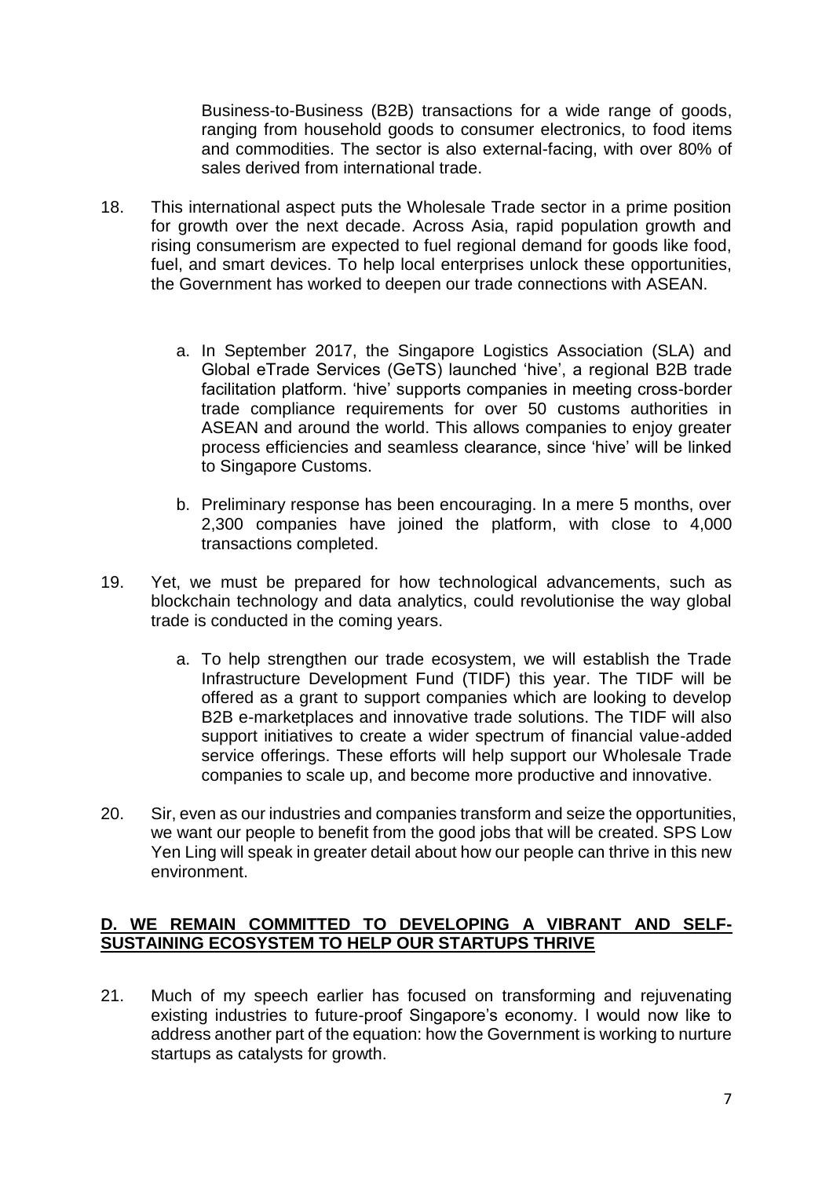Business-to-Business (B2B) transactions for a wide range of goods, ranging from household goods to consumer electronics, to food items and commodities. The sector is also external-facing, with over 80% of sales derived from international trade.

18. This international aspect puts the Wholesale Trade sector in a prime position for growth over the next decade. Across Asia, rapid population growth and rising consumerism are expected to fuel regional demand for goods like food, fuel, and smart devices. To help local enterprises unlock these opportunities, the Government has worked to deepen our trade connections with ASEAN.

    a. In September 2017, the Singapore Logistics Association (SLA) and Global eTrade Services (GeTS) launched 'hive', a regional B2B trade facilitation platform. 'hive' supports companies in meeting cross-border trade compliance requirements for over 50 customs authorities in ASEAN and around the world. This allows companies to enjoy greater process efficiencies and seamless clearance, since 'hive' will be linked to Singapore Customs.

    b. Preliminary response has been encouraging. In a mere 5 months, over 2,300 companies have joined the platform, with close to 4,000 transactions completed.

19. Yet, we must be prepared for how technological advancements, such as blockchain technology and data analytics, could revolutionise the way global trade is conducted in the coming years.

    a. To help strengthen our trade ecosystem, we will establish the Trade Infrastructure Development Fund (TIDF) this year. The TIDF will be offered as a grant to support companies which are looking to develop B2B e-marketplaces and innovative trade solutions. The TIDF will also support initiatives to create a wider spectrum of financial value-added service offerings. These efforts will help support our Wholesale Trade companies to scale up, and become more productive and innovative.

20. Sir, even as our industries and companies transform and seize the opportunities, we want our people to benefit from the good jobs that will be created. SPS Low Yen Ling will speak in greater detail about how our people can thrive in this new environment.

## D. WE REMAIN COMMITTED TO DEVELOPING A VIBRANT AND SELF-SUSTAINING ECOSYSTEM TO HELP OUR STARTUPS THRIVE

21. Much of my speech earlier has focused on transforming and rejuvenating existing industries to future-proof Singapore's economy. I would now like to address another part of the equation: how the Government is working to nurture startups as catalysts for growth.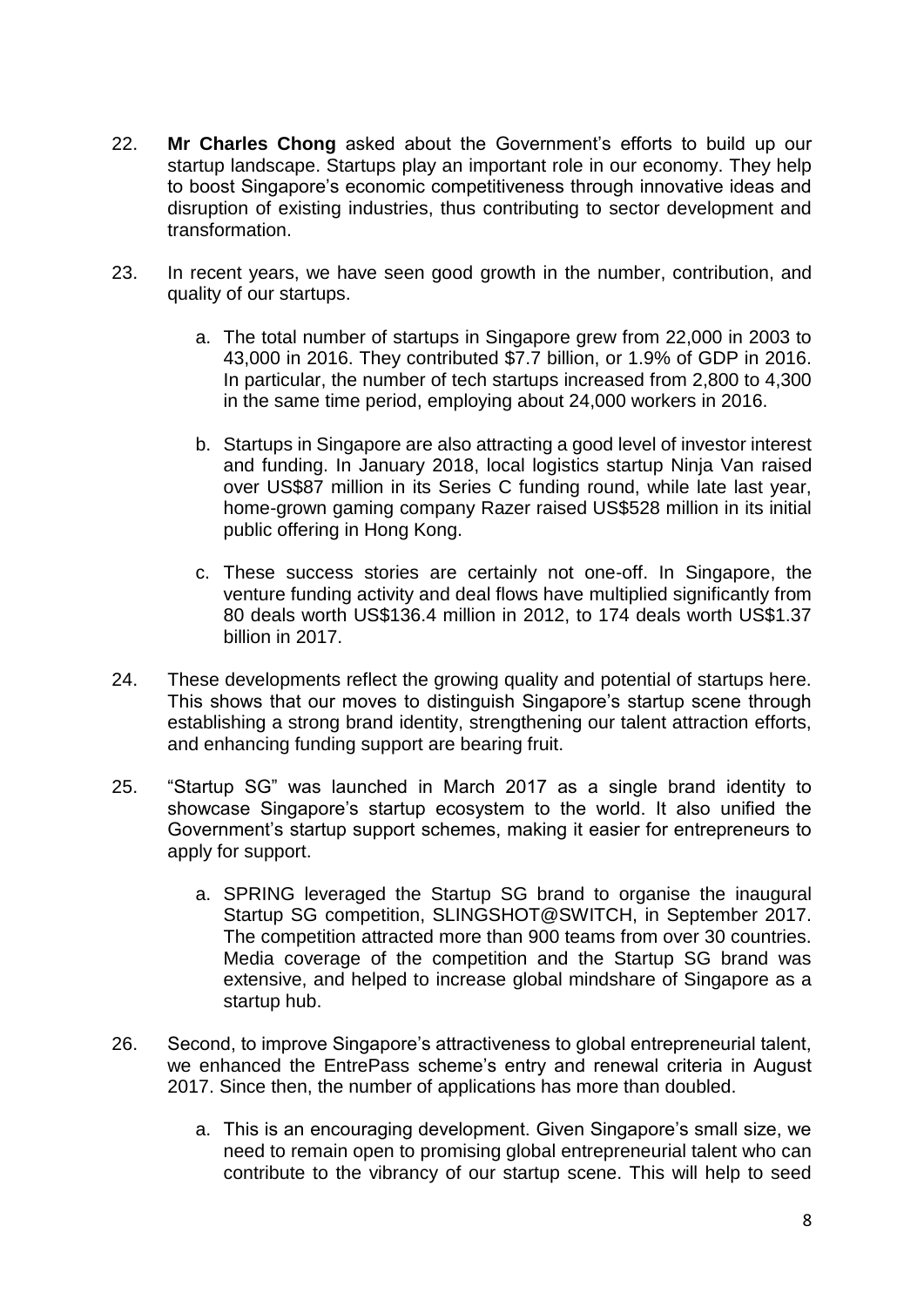22. **Mr Charles Chong** asked about the Government's efforts to build up our startup landscape. Startups play an important role in our economy. They help to boost Singapore's economic competitiveness through innovative ideas and disruption of existing industries, thus contributing to sector development and transformation.

23. In recent years, we have seen good growth in the number, contribution, and quality of our startups.

    a. The total number of startups in Singapore grew from 22,000 in 2003 to 43,000 in 2016. They contributed $7.7 billion, or 1.9% of GDP in 2016. In particular, the number of tech startups increased from 2,800 to 4,300 in the same time period, employing about 24,000 workers in 2016.

    b. Startups in Singapore are also attracting a good level of investor interest and funding. In January 2018, local logistics startup Ninja Van raised over US$87 million in its Series C funding round, while late last year, home-grown gaming company Razer raised US$528 million in its initial public offering in Hong Kong.

    c. These success stories are certainly not one-off. In Singapore, the venture funding activity and deal flows have multiplied significantly from 80 deals worth US$136.4 million in 2012, to 174 deals worth US$1.37 billion in 2017.

24. These developments reflect the growing quality and potential of startups here. This shows that our moves to distinguish Singapore's startup scene through establishing a strong brand identity, strengthening our talent attraction efforts, and enhancing funding support are bearing fruit.

25. "Startup SG" was launched in March 2017 as a single brand identity to showcase Singapore's startup ecosystem to the world. It also unified the Government's startup support schemes, making it easier for entrepreneurs to apply for support.

    a. SPRING leveraged the Startup SG brand to organise the inaugural Startup SG competition, SLINGSHOT@SWITCH, in September 2017. The competition attracted more than 900 teams from over 30 countries. Media coverage of the competition and the Startup SG brand was extensive, and helped to increase global mindshare of Singapore as a startup hub.

26. Second, to improve Singapore's attractiveness to global entrepreneurial talent, we enhanced the EntrePass scheme's entry and renewal criteria in August 2017. Since then, the number of applications has more than doubled.

    a. This is an encouraging development. Given Singapore's small size, we need to remain open to promising global entrepreneurial talent who can contribute to the vibrancy of our startup scene. This will help to seed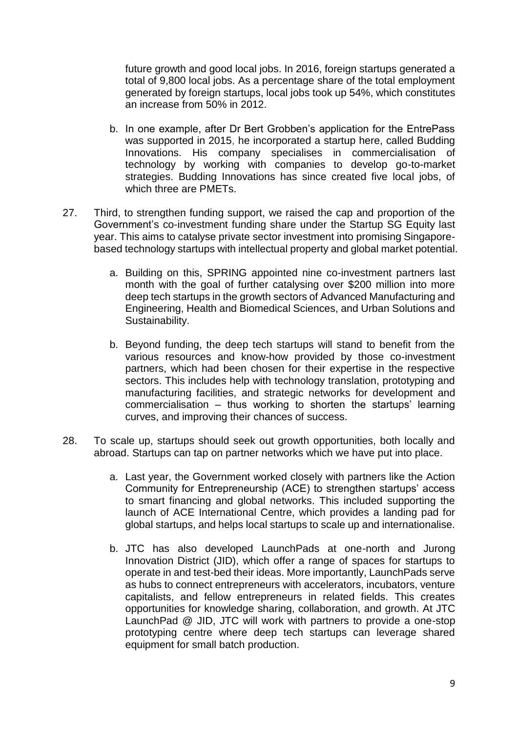future growth and good local jobs. In 2016, foreign startups generated a total of 9,800 local jobs. As a percentage share of the total employment generated by foreign startups, local jobs took up 54%, which constitutes an increase from 50% in 2012.

b. In one example, after Dr Bert Grobben's application for the EntrePass was supported in 2015, he incorporated a startup here, called Budding Innovations. His company specialises in commercialisation of technology by working with companies to develop go-to-market strategies. Budding Innovations has since created five local jobs, of which three are PMETs.

27. Third, to strengthen funding support, we raised the cap and proportion of the Government's co-investment funding share under the Startup SG Equity last year. This aims to catalyse private sector investment into promising Singapore-based technology startups with intellectual property and global market potential.

    a. Building on this, SPRING appointed nine co-investment partners last month with the goal of further catalysing over $200 million into more deep tech startups in the growth sectors of Advanced Manufacturing and Engineering, Health and Biomedical Sciences, and Urban Solutions and Sustainability.

    b. Beyond funding, the deep tech startups will stand to benefit from the various resources and know-how provided by those co-investment partners, which had been chosen for their expertise in the respective sectors. This includes help with technology translation, prototyping and manufacturing facilities, and strategic networks for development and commercialisation – thus working to shorten the startups' learning curves, and improving their chances of success.

28. To scale up, startups should seek out growth opportunities, both locally and abroad. Startups can tap on partner networks which we have put into place.

    a. Last year, the Government worked closely with partners like the Action Community for Entrepreneurship (ACE) to strengthen startups' access to smart financing and global networks. This included supporting the launch of ACE International Centre, which provides a landing pad for global startups, and helps local startups to scale up and internationalise.

    b. JTC has also developed LaunchPads at one-north and Jurong Innovation District (JID), which offer a range of spaces for startups to operate in and test-bed their ideas. More importantly, LaunchPads serve as hubs to connect entrepreneurs with accelerators, incubators, venture capitalists, and fellow entrepreneurs in related fields. This creates opportunities for knowledge sharing, collaboration, and growth. At JTC LaunchPad @ JID, JTC will work with partners to provide a one-stop prototyping centre where deep tech startups can leverage shared equipment for small batch production.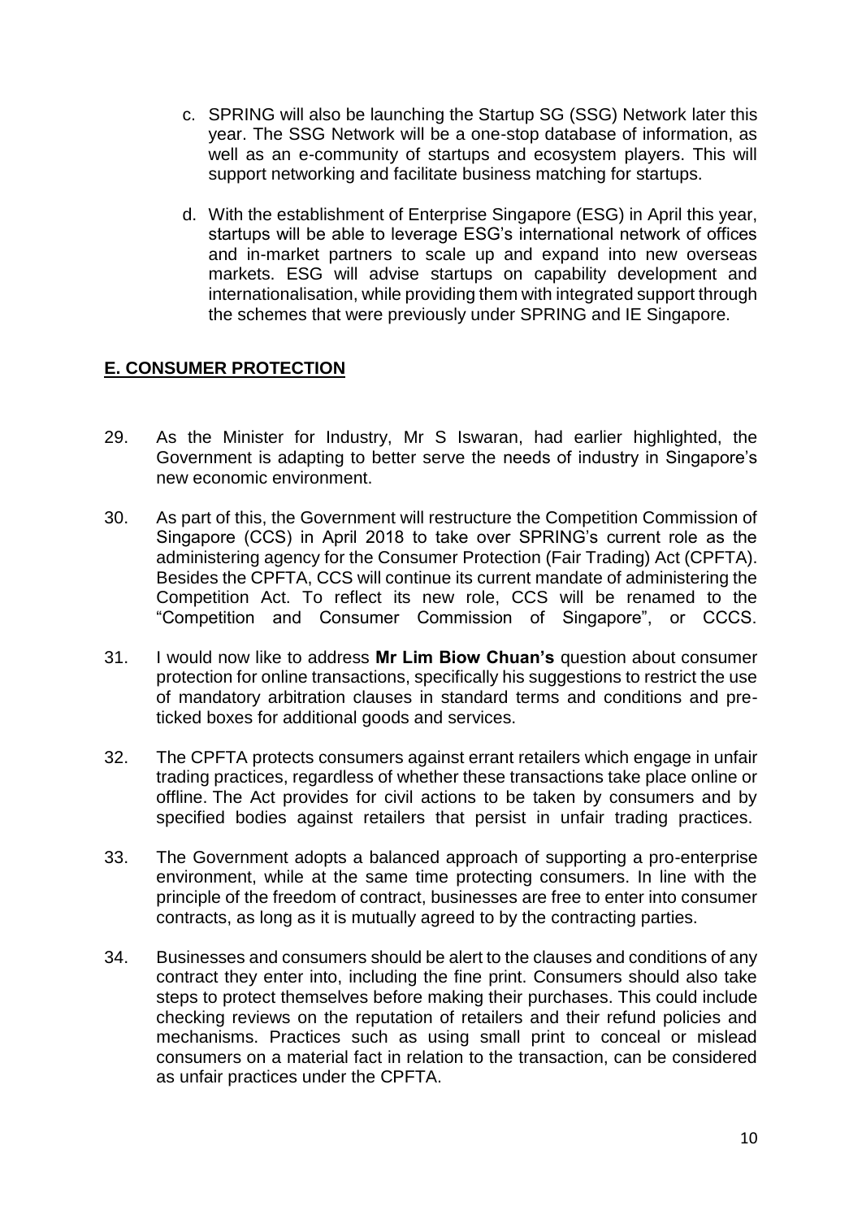c. SPRING will also be launching the Startup SG (SSG) Network later this year. The SSG Network will be a one-stop database of information, as well as an e-community of startups and ecosystem players. This will support networking and facilitate business matching for startups.

d. With the establishment of Enterprise Singapore (ESG) in April this year, startups will be able to leverage ESG's international network of offices and in-market partners to scale up and expand into new overseas markets. ESG will advise startups on capability development and internationalisation, while providing them with integrated support through the schemes that were previously under SPRING and IE Singapore.

## E. CONSUMER PROTECTION

29. As the Minister for Industry, Mr S Iswaran, had earlier highlighted, the Government is adapting to better serve the needs of industry in Singapore's new economic environment.

30. As part of this, the Government will restructure the Competition Commission of Singapore (CCS) in April 2018 to take over SPRING's current role as the administering agency for the Consumer Protection (Fair Trading) Act (CPFTA). Besides the CPFTA, CCS will continue its current mandate of administering the Competition Act. To reflect its new role, CCS will be renamed to the "Competition and Consumer Commission of Singapore", or CCCS.

31. I would now like to address **Mr Lim Biow Chuan's** question about consumer protection for online transactions, specifically his suggestions to restrict the use of mandatory arbitration clauses in standard terms and conditions and pre-ticked boxes for additional goods and services.

32. The CPFTA protects consumers against errant retailers which engage in unfair trading practices, regardless of whether these transactions take place online or offline. The Act provides for civil actions to be taken by consumers and by specified bodies against retailers that persist in unfair trading practices.

33. The Government adopts a balanced approach of supporting a pro-enterprise environment, while at the same time protecting consumers. In line with the principle of the freedom of contract, businesses are free to enter into consumer contracts, as long as it is mutually agreed to by the contracting parties.

34. Businesses and consumers should be alert to the clauses and conditions of any contract they enter into, including the fine print. Consumers should also take steps to protect themselves before making their purchases. This could include checking reviews on the reputation of retailers and their refund policies and mechanisms. Practices such as using small print to conceal or mislead consumers on a material fact in relation to the transaction, can be considered as unfair practices under the CPFTA.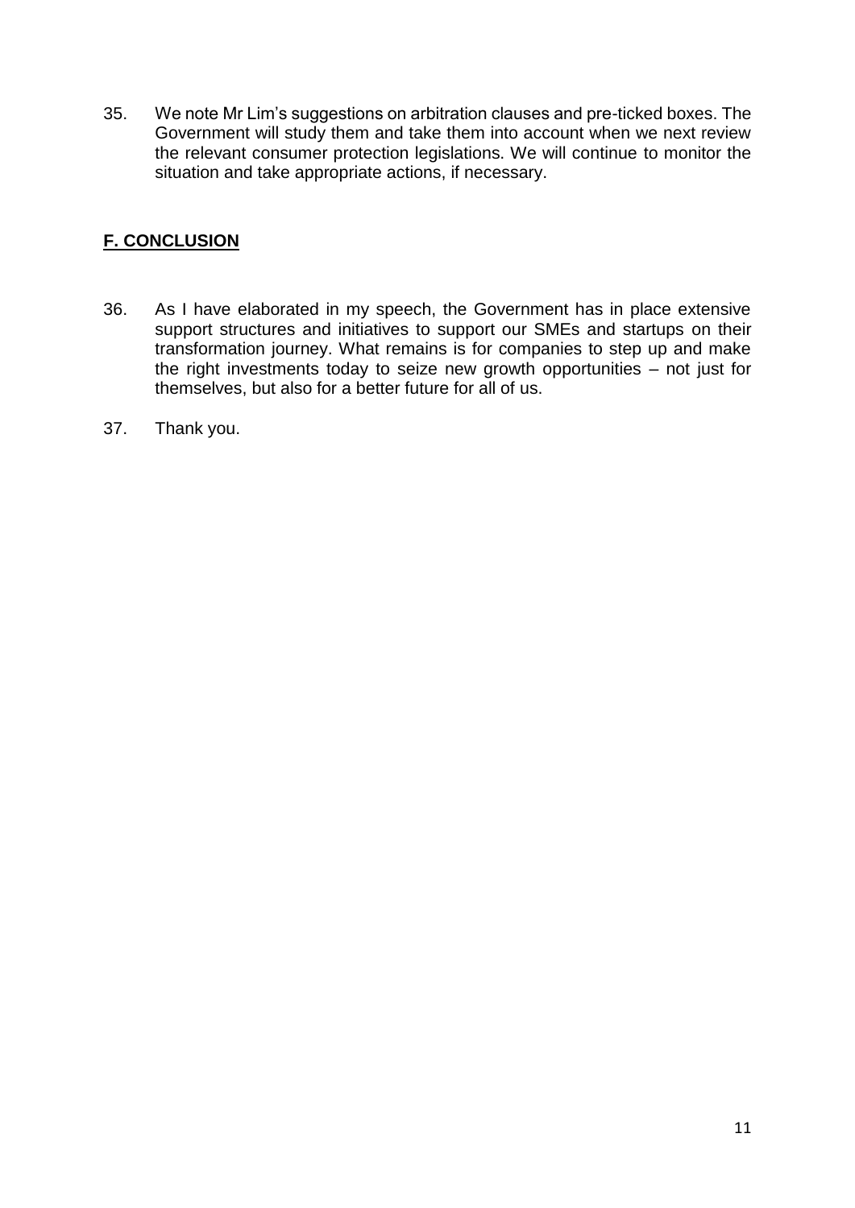35. We note Mr Lim's suggestions on arbitration clauses and pre-ticked boxes. The Government will study them and take them into account when we next review the relevant consumer protection legislations. We will continue to monitor the situation and take appropriate actions, if necessary.

## **F. CONCLUSION**

36. As I have elaborated in my speech, the Government has in place extensive support structures and initiatives to support our SMEs and startups on their transformation journey. What remains is for companies to step up and make the right investments today to seize new growth opportunities – not just for themselves, but also for a better future for all of us.

37. Thank you.